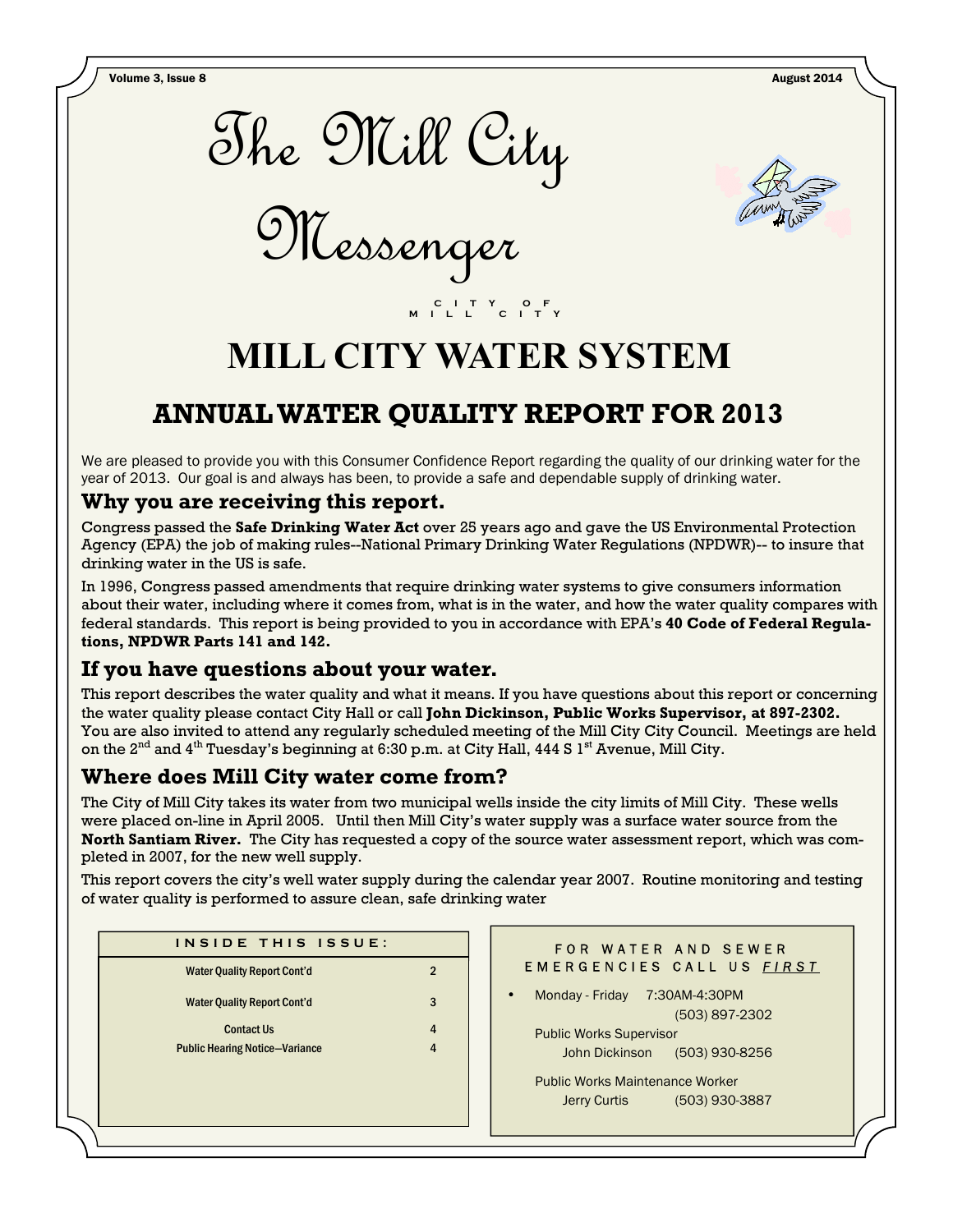# The Mill City Messenger

CITY OF MILL CITY

# MILL CITY WATER SYSTEM

## ANNUAL WATER QUALITY REPORT FOR 2013

We are pleased to provide you with this Consumer Confidence Report regarding the quality of our drinking water for the year of 2013. Our goal is and always has been, to provide a safe and dependable supply of drinking water.

### Why you are receiving this report.

Congress passed the **Safe Drinking Water Act** over 25 years ago and gave the US Environmental Protection Agency (EPA) the job of making rules--National Primary Drinking Water Regulations (NPDWR)-- to insure that drinking water in the US is safe.

In 1996, Congress passed amendments that require drinking water systems to give consumers information about their water, including where it comes from, what is in the water, and how the water quality compares with federal standards. This report is being provided to you in accordance with EPA's **40 Code of Federal Regulations, NPDWR Parts 141 and 142.**

### If you have questions about your water.

This report describes the water quality and what it means. If you have questions about this report or concerning the water quality please contact City Hall or call **John Dickinson, Public Works Supervisor, at 897-2302.** You are also invited to attend any regularly scheduled meeting of the Mill City City Council. Meetings are held on the 2nd and 4th Tuesday's beginning at 6:30 p.m. at City Hall, 444 S 1st Avenue, Mill City.

### Where does Mill City water come from?

The City of Mill City takes its water from two municipal wells inside the city limits of Mill City. These wells were placed on-line in April 2005. Until then Mill City's water supply was a surface water source from the **North Santiam River.** The City has requested a copy of the source water assessment report, which was completed in 2007, for the new well supply.

This report covers the city's well water supply during the calendar year 2007. Routine monitoring and testing of water quality is performed to assure clean, safe drinking water

| INSIDE THIS ISSUE: | |
|---|---|
| Water Quality Report Cont'd | 2 |
| Water Quality Report Cont'd | 3 |
| Contact Us | 4 |
| Public Hearing Notice—Variance | 4 |

**FOR WATER AND SEWER EMERGENCIES CALL US *FIRST***

- Monday - Friday 7:30AM-4:30PM (503) 897-2302

  Public Works Supervisor
  John Dickinson (503) 930-8256

  Public Works Maintenance Worker
  Jerry Curtis (503) 930-3887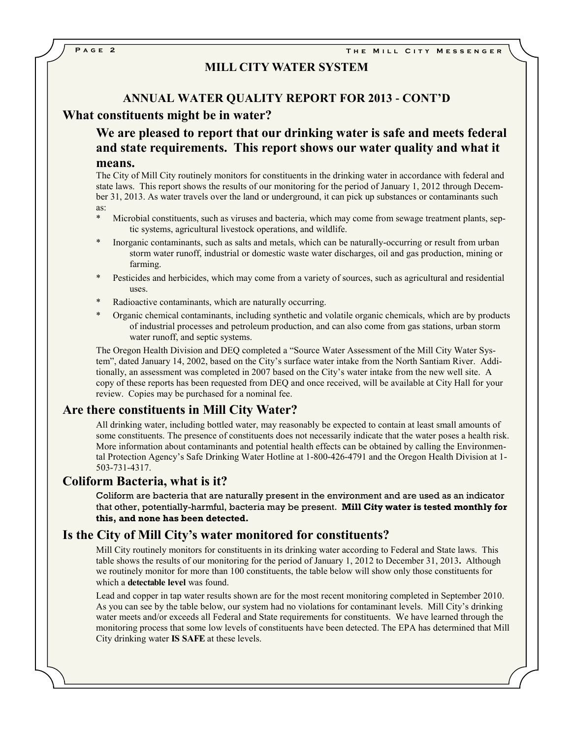## MILL CITY WATER SYSTEM

### ANNUAL WATER QUALITY REPORT FOR 2013 - CONT'D

## What constituents might be in water?

### We are pleased to report that our drinking water is safe and meets federal and state requirements. This report shows our water quality and what it means.

The City of Mill City routinely monitors for constituents in the drinking water in accordance with federal and state laws. This report shows the results of our monitoring for the period of January 1, 2012 through December 31, 2013. As water travels over the land or underground, it can pick up substances or contaminants such as:

- Microbial constituents, such as viruses and bacteria, which may come from sewage treatment plants, septic systems, agricultural livestock operations, and wildlife.
- Inorganic contaminants, such as salts and metals, which can be naturally-occurring or result from urban storm water runoff, industrial or domestic waste water discharges, oil and gas production, mining or farming.
- Pesticides and herbicides, which may come from a variety of sources, such as agricultural and residential uses.
- Radioactive contaminants, which are naturally occurring.
- Organic chemical contaminants, including synthetic and volatile organic chemicals, which are by products of industrial processes and petroleum production, and can also come from gas stations, urban storm water runoff, and septic systems.

The Oregon Health Division and DEQ completed a "Source Water Assessment of the Mill City Water System", dated January 14, 2002, based on the City's surface water intake from the North Santiam River. Additionally, an assessment was completed in 2007 based on the City's water intake from the new well site. A copy of these reports has been requested from DEQ and once received, will be available at City Hall for your review. Copies may be purchased for a nominal fee.

## Are there constituents in Mill City Water?

All drinking water, including bottled water, may reasonably be expected to contain at least small amounts of some constituents. The presence of constituents does not necessarily indicate that the water poses a health risk. More information about contaminants and potential health effects can be obtained by calling the Environmental Protection Agency's Safe Drinking Water Hotline at 1-800-426-4791 and the Oregon Health Division at 1-503-731-4317.

## Coliform Bacteria, what is it?

Coliform are bacteria that are naturally present in the environment and are used as an indicator that other, potentially-harmful, bacteria may be present. **Mill City water is tested monthly for this, and none has been detected.**

## Is the City of Mill City's water monitored for constituents?

Mill City routinely monitors for constituents in its drinking water according to Federal and State laws. This table shows the results of our monitoring for the period of January 1, 2012 to December 31, 2013**.** Although we routinely monitor for more than 100 constituents, the table below will show only those constituents for which a **detectable level** was found.

Lead and copper in tap water results shown are for the most recent monitoring completed in September 2010. As you can see by the table below, our system had no violations for contaminant levels. Mill City's drinking water meets and/or exceeds all Federal and State requirements for constituents. We have learned through the monitoring process that some low levels of constituents have been detected. The EPA has determined that Mill City drinking water **IS SAFE** at these levels.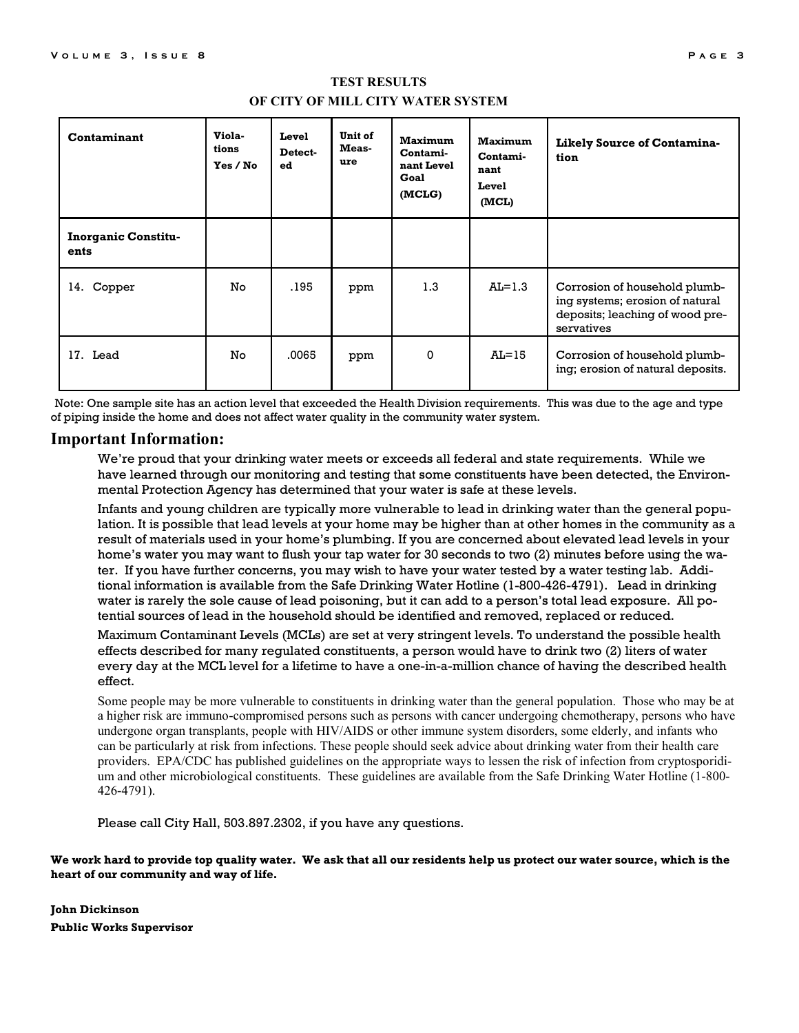**TEST RESULTS**

**OF CITY OF MILL CITY WATER SYSTEM**

| Contaminant | Violations Yes / No | Level Detected | Unit of Measure | Maximum Contaminant Level Goal (MCLG) | Maximum Contaminant Level (MCL) | Likely Source of Contamination |
|---|---|---|---|---|---|---|
| **Inorganic Constituents** | | | | | | |
| 14. Copper | No | .195 | ppm | 1.3 | AL=1.3 | Corrosion of household plumbing systems; erosion of natural deposits; leaching of wood preservatives |
| 17. Lead | No | .0065 | ppm | 0 | AL=15 | Corrosion of household plumbing; erosion of natural deposits. |

Note: One sample site has an action level that exceeded the Health Division requirements. This was due to the age and type of piping inside the home and does not affect water quality in the community water system.

## Important Information:

We're proud that your drinking water meets or exceeds all federal and state requirements. While we have learned through our monitoring and testing that some constituents have been detected, the Environmental Protection Agency has determined that your water is safe at these levels.

Infants and young children are typically more vulnerable to lead in drinking water than the general population. It is possible that lead levels at your home may be higher than at other homes in the community as a result of materials used in your home's plumbing. If you are concerned about elevated lead levels in your home's water you may want to flush your tap water for 30 seconds to two (2) minutes before using the water. If you have further concerns, you may wish to have your water tested by a water testing lab. Additional information is available from the Safe Drinking Water Hotline (1-800-426-4791). Lead in drinking water is rarely the sole cause of lead poisoning, but it can add to a person's total lead exposure. All potential sources of lead in the household should be identified and removed, replaced or reduced.

Maximum Contaminant Levels (MCLs) are set at very stringent levels. To understand the possible health effects described for many regulated constituents, a person would have to drink two (2) liters of water every day at the MCL level for a lifetime to have a one-in-a-million chance of having the described health effect.

Some people may be more vulnerable to constituents in drinking water than the general population. Those who may be at a higher risk are immuno-compromised persons such as persons with cancer undergoing chemotherapy, persons who have undergone organ transplants, people with HIV/AIDS or other immune system disorders, some elderly, and infants who can be particularly at risk from infections. These people should seek advice about drinking water from their health care providers. EPA/CDC has published guidelines on the appropriate ways to lessen the risk of infection from cryptosporidium and other microbiological constituents. These guidelines are available from the Safe Drinking Water Hotline (1-800-426-4791).

Please call City Hall, 503.897.2302, if you have any questions.

**We work hard to provide top quality water. We ask that all our residents help us protect our water source, which is the heart of our community and way of life.**

**John Dickinson**
**Public Works Supervisor**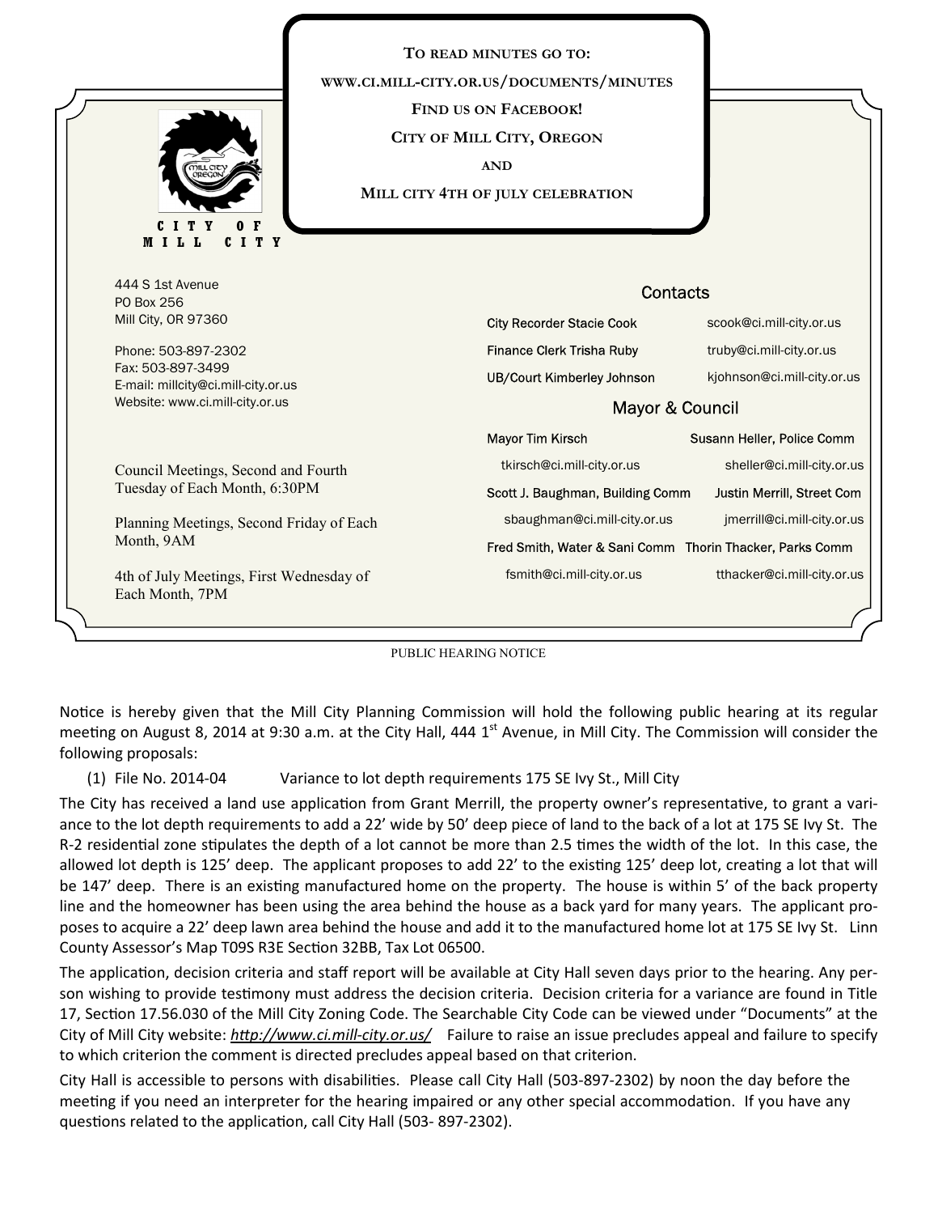**TO READ MINUTES GO TO:**

**WWW.CI.MILL-CITY.OR.US/DOCUMENTS/MINUTES**

**FIND US ON FACEBOOK!**

**CITY OF MILL CITY, OREGON**

**AND**

**MILL CITY 4TH OF JULY CELEBRATION**

CITY OF MILL CITY

444 S 1st Avenue
PO Box 256
Mill City, OR 97360

Phone: 503-897-2302
Fax: 503-897-3499
E-mail: millcity@ci.mill-city.or.us
Website: www.ci.mill-city.or.us

Council Meetings, Second and Fourth Tuesday of Each Month, 6:30PM

Planning Meetings, Second Friday of Each Month, 9AM

4th of July Meetings, First Wednesday of Each Month, 7PM

### Contacts

| | |
|---|---|
| City Recorder Stacie Cook | scook@ci.mill-city.or.us |
| Finance Clerk Trisha Ruby | truby@ci.mill-city.or.us |
| UB/Court Kimberley Johnson | kjohnson@ci.mill-city.or.us |

### Mayor & Council

| | |
|---|---|
| Mayor Tim Kirsch | Susann Heller, Police Comm |
| tkirsch@ci.mill-city.or.us | sheller@ci.mill-city.or.us |
| Scott J. Baughman, Building Comm | Justin Merrill, Street Com |
| sbaughman@ci.mill-city.or.us | jmerrill@ci.mill-city.or.us |
| Fred Smith, Water & Sani Comm | Thorin Thacker, Parks Comm |
| fsmith@ci.mill-city.or.us | tthacker@ci.mill-city.or.us |

PUBLIC HEARING NOTICE

Notice is hereby given that the Mill City Planning Commission will hold the following public hearing at its regular meeting on August 8, 2014 at 9:30 a.m. at the City Hall, 444 1st Avenue, in Mill City. The Commission will consider the following proposals:

(1) File No. 2014-04 Variance to lot depth requirements 175 SE Ivy St., Mill City

The City has received a land use application from Grant Merrill, the property owner's representative, to grant a variance to the lot depth requirements to add a 22' wide by 50' deep piece of land to the back of a lot at 175 SE Ivy St. The R-2 residential zone stipulates the depth of a lot cannot be more than 2.5 times the width of the lot. In this case, the allowed lot depth is 125' deep. The applicant proposes to add 22' to the existing 125' deep lot, creating a lot that will be 147' deep. There is an existing manufactured home on the property. The house is within 5' of the back property line and the homeowner has been using the area behind the house as a back yard for many years. The applicant proposes to acquire a 22' deep lawn area behind the house and add it to the manufactured home lot at 175 SE Ivy St. Linn County Assessor's Map T09S R3E Section 32BB, Tax Lot 06500.

The application, decision criteria and staff report will be available at City Hall seven days prior to the hearing. Any person wishing to provide testimony must address the decision criteria. Decision criteria for a variance are found in Title 17, Section 17.56.030 of the Mill City Zoning Code. The Searchable City Code can be viewed under "Documents" at the City of Mill City website: ***http://www.ci.mill-city.or.us/*** Failure to raise an issue precludes appeal and failure to specify to which criterion the comment is directed precludes appeal based on that criterion.

City Hall is accessible to persons with disabilities. Please call City Hall (503-897-2302) by noon the day before the meeting if you need an interpreter for the hearing impaired or any other special accommodation. If you have any questions related to the application, call City Hall (503- 897-2302).